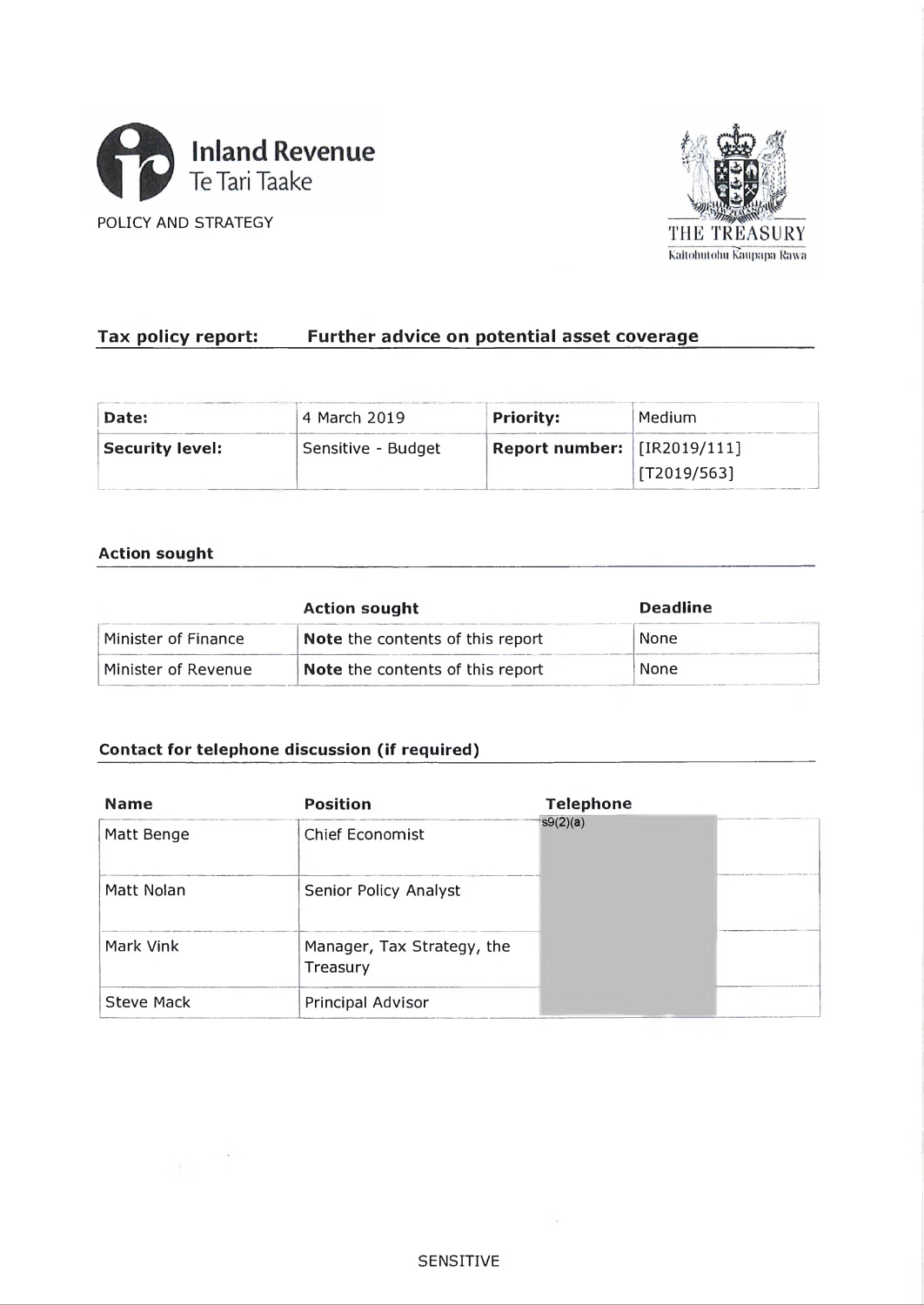Inland Revenue
Te Tari Taake

POLICY AND STRATEGY

THE TREASURY
Kaitohutohu Kaupapa Rawa

## Tax policy report: Further advice on potential asset coverage

| **Date:** | 4 March 2019 | **Priority:** | Medium |
|---|---|---|---|
| **Security level:** | Sensitive - Budget | **Report number:** | [IR2019/111] [T2019/563] |

### Action sought

| | **Action sought** | **Deadline** |
|---|---|---|
| Minister of Finance | **Note** the contents of this report | None |
| Minister of Revenue | **Note** the contents of this report | None |

### Contact for telephone discussion (if required)

| **Name** | **Position** | **Telephone** | |
|---|---|---|---|
| Matt Benge | Chief Economist | s9(2)(a) | |
| Matt Nolan | Senior Policy Analyst | | |
| Mark Vink | Manager, Tax Strategy, the Treasury | | |
| Steve Mack | Principal Advisor | | |

SENSITIVE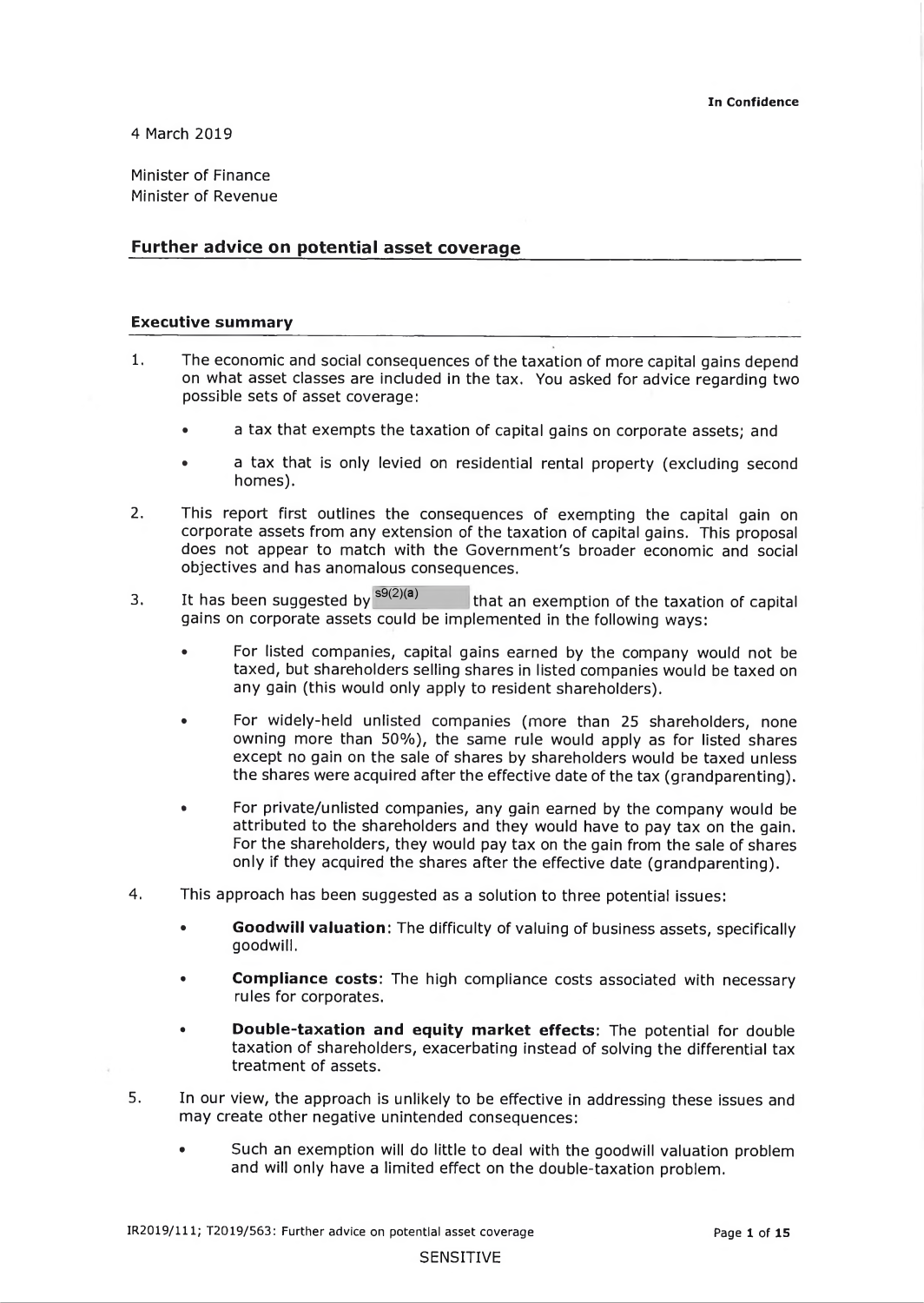4 March 2019

Minister of Finance
Minister of Revenue

## Further advice on potential asset coverage

### Executive summary

1. The economic and social consequences of the taxation of more capital gains depend on what asset classes are included in the tax. You asked for advice regarding two possible sets of asset coverage:

   - a tax that exempts the taxation of capital gains on corporate assets; and

   - a tax that is only levied on residential rental property (excluding second homes).

2. This report first outlines the consequences of exempting the capital gain on corporate assets from any extension of the taxation of capital gains. This proposal does not appear to match with the Government's broader economic and social objectives and has anomalous consequences.

3. It has been suggested by s9(2)(a) that an exemption of the taxation of capital gains on corporate assets could be implemented in the following ways:

   - For listed companies, capital gains earned by the company would not be taxed, but shareholders selling shares in listed companies would be taxed on any gain (this would only apply to resident shareholders).

   - For widely-held unlisted companies (more than 25 shareholders, none owning more than 50%), the same rule would apply as for listed shares except no gain on the sale of shares by shareholders would be taxed unless the shares were acquired after the effective date of the tax (grandparenting).

   - For private/unlisted companies, any gain earned by the company would be attributed to the shareholders and they would have to pay tax on the gain. For the shareholders, they would pay tax on the gain from the sale of shares only if they acquired the shares after the effective date (grandparenting).

4. This approach has been suggested as a solution to three potential issues:

   - **Goodwill valuation**: The difficulty of valuing of business assets, specifically goodwill.

   - **Compliance costs**: The high compliance costs associated with necessary rules for corporates.

   - **Double-taxation and equity market effects**: The potential for double taxation of shareholders, exacerbating instead of solving the differential tax treatment of assets.

5. In our view, the approach is unlikely to be effective in addressing these issues and may create other negative unintended consequences:

   - Such an exemption will do little to deal with the goodwill valuation problem and will only have a limited effect on the double-taxation problem.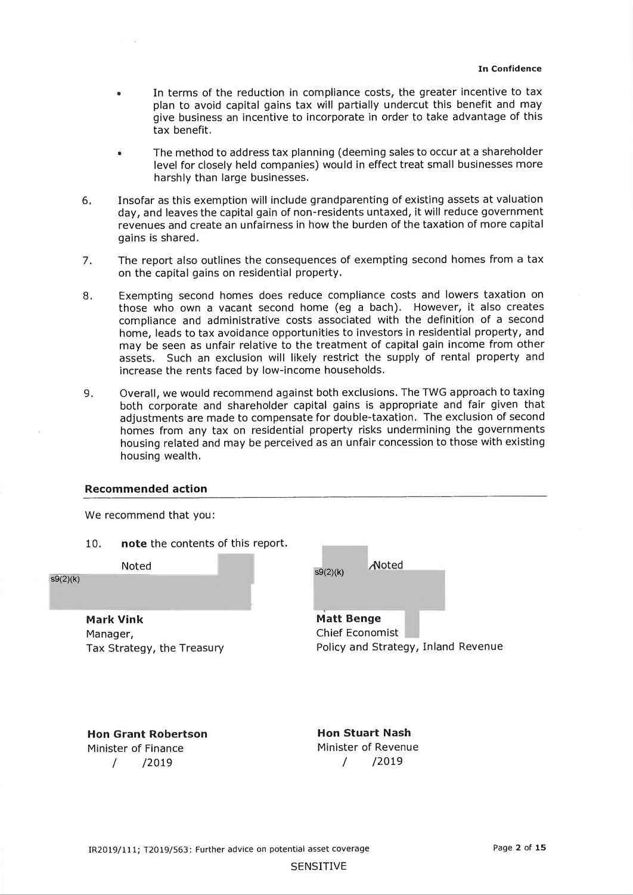- In terms of the reduction in compliance costs, the greater incentive to tax plan to avoid capital gains tax will partially undercut this benefit and may give business an incentive to incorporate in order to take advantage of this tax benefit.
- The method to address tax planning (deeming sales to occur at a shareholder level for closely held companies) would in effect treat small businesses more harshly than large businesses.

6. Insofar as this exemption will include grandparenting of existing assets at valuation day, and leaves the capital gain of non-residents untaxed, it will reduce government revenues and create an unfairness in how the burden of the taxation of more capital gains is shared.

7. The report also outlines the consequences of exempting second homes from a tax on the capital gains on residential property.

8. Exempting second homes does reduce compliance costs and lowers taxation on those who own a vacant second home (eg a bach). However, it also creates compliance and administrative costs associated with the definition of a second home, leads to tax avoidance opportunities to investors in residential property, and may be seen as unfair relative to the treatment of capital gain income from other assets. Such an exclusion will likely restrict the supply of rental property and increase the rents faced by low-income households.

9. Overall, we would recommend against both exclusions. The TWG approach to taxing both corporate and shareholder capital gains is appropriate and fair given that adjustments are made to compensate for double-taxation. The exclusion of second homes from any tax on residential property risks undermining the governments housing related and may be perceived as an unfair concession to those with existing housing wealth.

## Recommended action

We recommend that you:

10. **note** the contents of this report.

Noted

s9(2)(k)

**Mark Vink**
Manager,
Tax Strategy, the Treasury

s9(2)(k)

Noted

**Matt Benge**
Chief Economist
Policy and Strategy, Inland Revenue

**Hon Grant Robertson**
Minister of Finance
/ /2019

**Hon Stuart Nash**
Minister of Revenue
/ /2019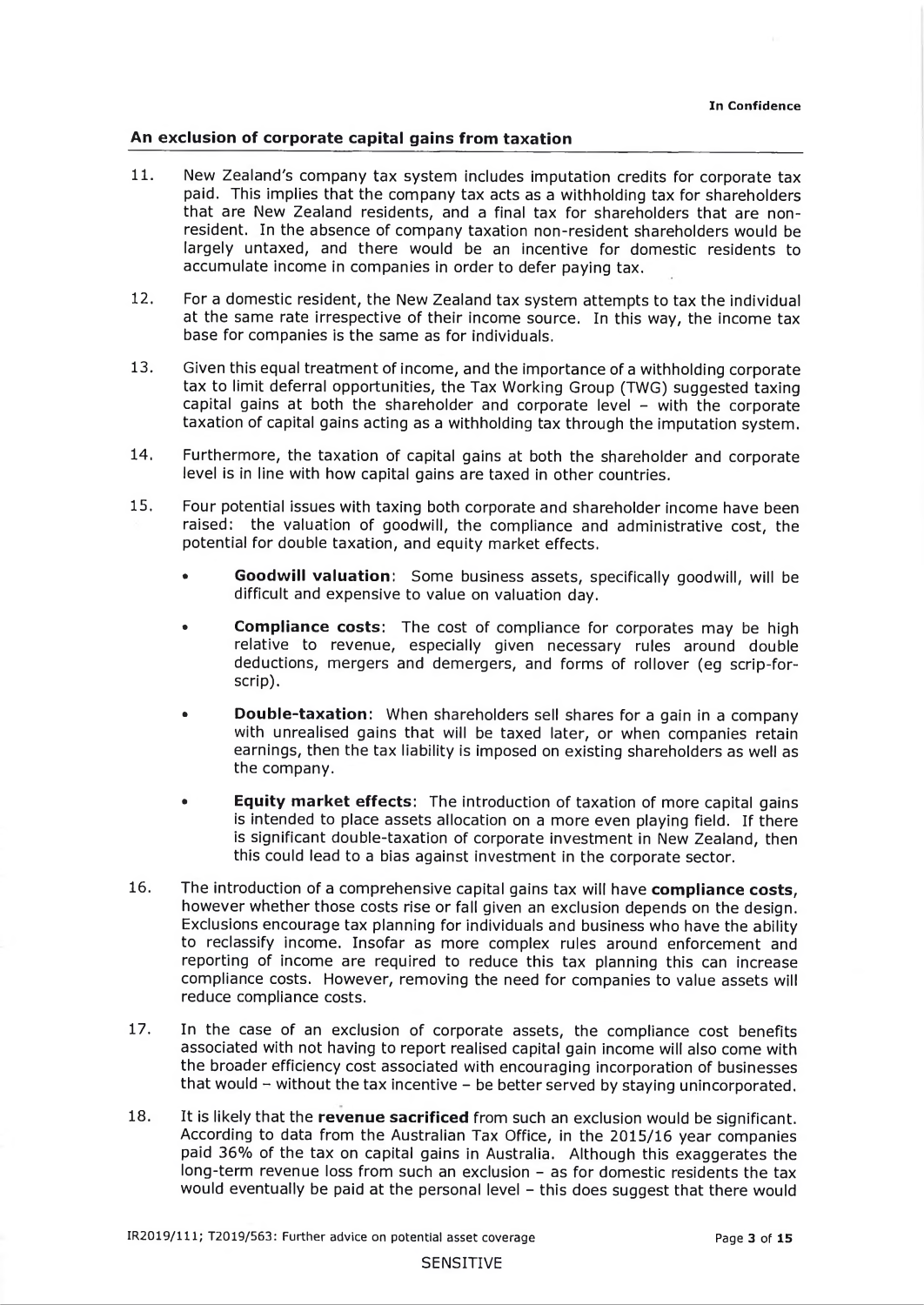## An exclusion of corporate capital gains from taxation

11. New Zealand's company tax system includes imputation credits for corporate tax paid. This implies that the company tax acts as a withholding tax for shareholders that are New Zealand residents, and a final tax for shareholders that are non-resident. In the absence of company taxation non-resident shareholders would be largely untaxed, and there would be an incentive for domestic residents to accumulate income in companies in order to defer paying tax.

12. For a domestic resident, the New Zealand tax system attempts to tax the individual at the same rate irrespective of their income source. In this way, the income tax base for companies is the same as for individuals.

13. Given this equal treatment of income, and the importance of a withholding corporate tax to limit deferral opportunities, the Tax Working Group (TWG) suggested taxing capital gains at both the shareholder and corporate level – with the corporate taxation of capital gains acting as a withholding tax through the imputation system.

14. Furthermore, the taxation of capital gains at both the shareholder and corporate level is in line with how capital gains are taxed in other countries.

15. Four potential issues with taxing both corporate and shareholder income have been raised: the valuation of goodwill, the compliance and administrative cost, the potential for double taxation, and equity market effects.

    - **Goodwill valuation**: Some business assets, specifically goodwill, will be difficult and expensive to value on valuation day.
    - **Compliance costs**: The cost of compliance for corporates may be high relative to revenue, especially given necessary rules around double deductions, mergers and demergers, and forms of rollover (eg scrip-for-scrip).
    - **Double-taxation**: When shareholders sell shares for a gain in a company with unrealised gains that will be taxed later, or when companies retain earnings, then the tax liability is imposed on existing shareholders as well as the company.
    - **Equity market effects**: The introduction of taxation of more capital gains is intended to place assets allocation on a more even playing field. If there is significant double-taxation of corporate investment in New Zealand, then this could lead to a bias against investment in the corporate sector.

16. The introduction of a comprehensive capital gains tax will have **compliance costs**, however whether those costs rise or fall given an exclusion depends on the design. Exclusions encourage tax planning for individuals and business who have the ability to reclassify income. Insofar as more complex rules around enforcement and reporting of income are required to reduce this tax planning this can increase compliance costs. However, removing the need for companies to value assets will reduce compliance costs.

17. In the case of an exclusion of corporate assets, the compliance cost benefits associated with not having to report realised capital gain income will also come with the broader efficiency cost associated with encouraging incorporation of businesses that would – without the tax incentive – be better served by staying unincorporated.

18. It is likely that the **revenue sacrificed** from such an exclusion would be significant. According to data from the Australian Tax Office, in the 2015/16 year companies paid 36% of the tax on capital gains in Australia. Although this exaggerates the long-term revenue loss from such an exclusion – as for domestic residents the tax would eventually be paid at the personal level – this does suggest that there would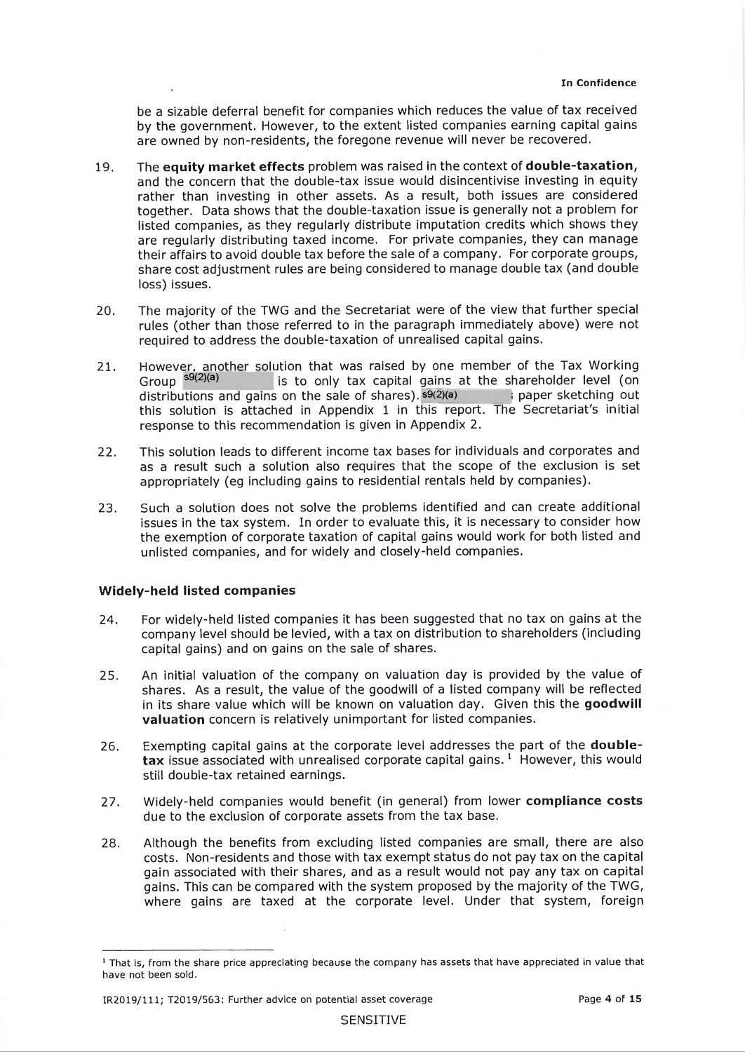be a sizable deferral benefit for companies which reduces the value of tax received by the government. However, to the extent listed companies earning capital gains are owned by non-residents, the foregone revenue will never be recovered.

19. The **equity market effects** problem was raised in the context of **double-taxation**, and the concern that the double-tax issue would disincentivise investing in equity rather than investing in other assets. As a result, both issues are considered together. Data shows that the double-taxation issue is generally not a problem for listed companies, as they regularly distribute imputation credits which shows they are regularly distributing taxed income. For private companies, they can manage their affairs to avoid double tax before the sale of a company. For corporate groups, share cost adjustment rules are being considered to manage double tax (and double loss) issues.

20. The majority of the TWG and the Secretariat were of the view that further special rules (other than those referred to in the paragraph immediately above) were not required to address the double-taxation of unrealised capital gains.

21. However, another solution that was raised by one member of the Tax Working Group s9(2)(a) is to only tax capital gains at the shareholder level (on distributions and gains on the sale of shares). s9(2)(a) paper sketching out this solution is attached in Appendix 1 in this report. The Secretariat's initial response to this recommendation is given in Appendix 2.

22. This solution leads to different income tax bases for individuals and corporates and as a result such a solution also requires that the scope of the exclusion is set appropriately (eg including gains to residential rentals held by companies).

23. Such a solution does not solve the problems identified and can create additional issues in the tax system. In order to evaluate this, it is necessary to consider how the exemption of corporate taxation of capital gains would work for both listed and unlisted companies, and for widely and closely-held companies.

### Widely-held listed companies

24. For widely-held listed companies it has been suggested that no tax on gains at the company level should be levied, with a tax on distribution to shareholders (including capital gains) and on gains on the sale of shares.

25. An initial valuation of the company on valuation day is provided by the value of shares. As a result, the value of the goodwill of a listed company will be reflected in its share value which will be known on valuation day. Given this the **goodwill valuation** concern is relatively unimportant for listed companies.

26. Exempting capital gains at the corporate level addresses the part of the **double-tax** issue associated with unrealised corporate capital gains.[1] However, this would still double-tax retained earnings.

27. Widely-held companies would benefit (in general) from lower **compliance costs** due to the exclusion of corporate assets from the tax base.

28. Although the benefits from excluding listed companies are small, there are also costs. Non-residents and those with tax exempt status do not pay tax on the capital gain associated with their shares, and as a result would not pay any tax on capital gains. This can be compared with the system proposed by the majority of the TWG, where gains are taxed at the corporate level. Under that system, foreign

[1] That is, from the share price appreciating because the company has assets that have appreciated in value that have not been sold.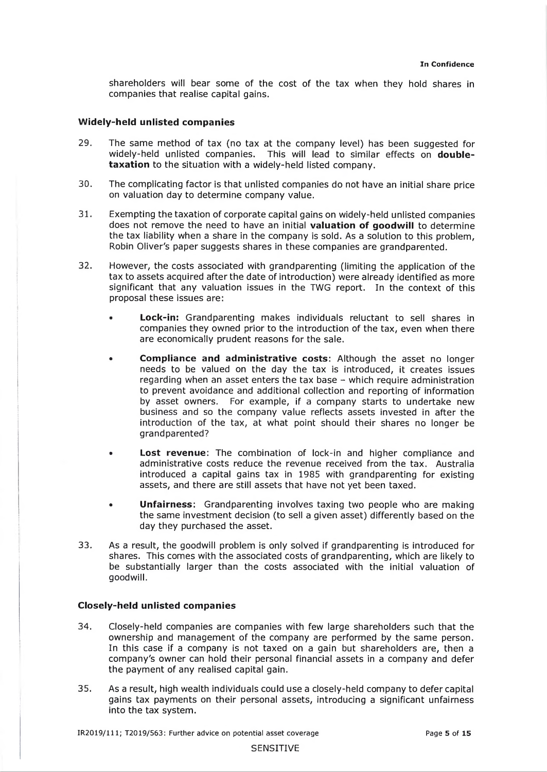shareholders will bear some of the cost of the tax when they hold shares in companies that realise capital gains.

### Widely-held unlisted companies

29. The same method of tax (no tax at the company level) has been suggested for widely-held unlisted companies. This will lead to similar effects on **double-taxation** to the situation with a widely-held listed company.

30. The complicating factor is that unlisted companies do not have an initial share price on valuation day to determine company value.

31. Exempting the taxation of corporate capital gains on widely-held unlisted companies does not remove the need to have an initial **valuation of goodwill** to determine the tax liability when a share in the company is sold. As a solution to this problem, Robin Oliver's paper suggests shares in these companies are grandparented.

32. However, the costs associated with grandparenting (limiting the application of the tax to assets acquired after the date of introduction) were already identified as more significant that any valuation issues in the TWG report. In the context of this proposal these issues are:

    - **Lock-in:** Grandparenting makes individuals reluctant to sell shares in companies they owned prior to the introduction of the tax, even when there are economically prudent reasons for the sale.
    - **Compliance and administrative costs**: Although the asset no longer needs to be valued on the day the tax is introduced, it creates issues regarding when an asset enters the tax base – which require administration to prevent avoidance and additional collection and reporting of information by asset owners. For example, if a company starts to undertake new business and so the company value reflects assets invested in after the introduction of the tax, at what point should their shares no longer be grandparented?
    - **Lost revenue**: The combination of lock-in and higher compliance and administrative costs reduce the revenue received from the tax. Australia introduced a capital gains tax in 1985 with grandparenting for existing assets, and there are still assets that have not yet been taxed.
    - **Unfairness**: Grandparenting involves taxing two people who are making the same investment decision (to sell a given asset) differently based on the day they purchased the asset.

33. As a result, the goodwill problem is only solved if grandparenting is introduced for shares. This comes with the associated costs of grandparenting, which are likely to be substantially larger than the costs associated with the initial valuation of goodwill.

### Closely-held unlisted companies

34. Closely-held companies are companies with few large shareholders such that the ownership and management of the company are performed by the same person. In this case if a company is not taxed on a gain but shareholders are, then a company's owner can hold their personal financial assets in a company and defer the payment of any realised capital gain.

35. As a result, high wealth individuals could use a closely-held company to defer capital gains tax payments on their personal assets, introducing a significant unfairness into the tax system.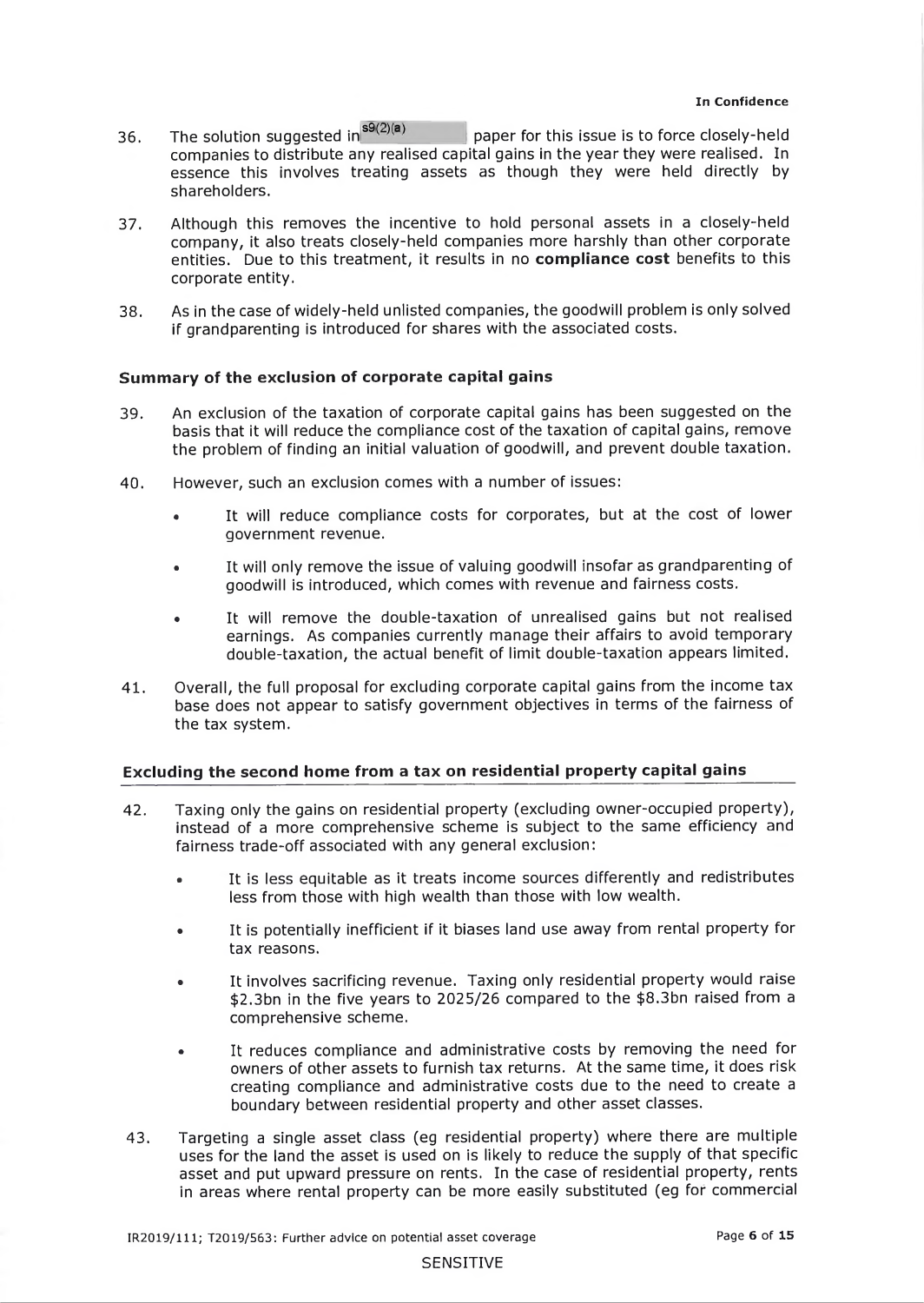36. The solution suggested in s9(2)(a) paper for this issue is to force closely-held companies to distribute any realised capital gains in the year they were realised. In essence this involves treating assets as though they were held directly by shareholders.

37. Although this removes the incentive to hold personal assets in a closely-held company, it also treats closely-held companies more harshly than other corporate entities. Due to this treatment, it results in no **compliance cost** benefits to this corporate entity.

38. As in the case of widely-held unlisted companies, the goodwill problem is only solved if grandparenting is introduced for shares with the associated costs.

### Summary of the exclusion of corporate capital gains

39. An exclusion of the taxation of corporate capital gains has been suggested on the basis that it will reduce the compliance cost of the taxation of capital gains, remove the problem of finding an initial valuation of goodwill, and prevent double taxation.

40. However, such an exclusion comes with a number of issues:

    - It will reduce compliance costs for corporates, but at the cost of lower government revenue.
    - It will only remove the issue of valuing goodwill insofar as grandparenting of goodwill is introduced, which comes with revenue and fairness costs.
    - It will remove the double-taxation of unrealised gains but not realised earnings. As companies currently manage their affairs to avoid temporary double-taxation, the actual benefit of limit double-taxation appears limited.

41. Overall, the full proposal for excluding corporate capital gains from the income tax base does not appear to satisfy government objectives in terms of the fairness of the tax system.

### Excluding the second home from a tax on residential property capital gains

42. Taxing only the gains on residential property (excluding owner-occupied property), instead of a more comprehensive scheme is subject to the same efficiency and fairness trade-off associated with any general exclusion:

    - It is less equitable as it treats income sources differently and redistributes less from those with high wealth than those with low wealth.
    - It is potentially inefficient if it biases land use away from rental property for tax reasons.
    - It involves sacrificing revenue. Taxing only residential property would raise \$2.3bn in the five years to 2025/26 compared to the \$8.3bn raised from a comprehensive scheme.
    - It reduces compliance and administrative costs by removing the need for owners of other assets to furnish tax returns. At the same time, it does risk creating compliance and administrative costs due to the need to create a boundary between residential property and other asset classes.

43. Targeting a single asset class (eg residential property) where there are multiple uses for the land the asset is used on is likely to reduce the supply of that specific asset and put upward pressure on rents. In the case of residential property, rents in areas where rental property can be more easily substituted (eg for commercial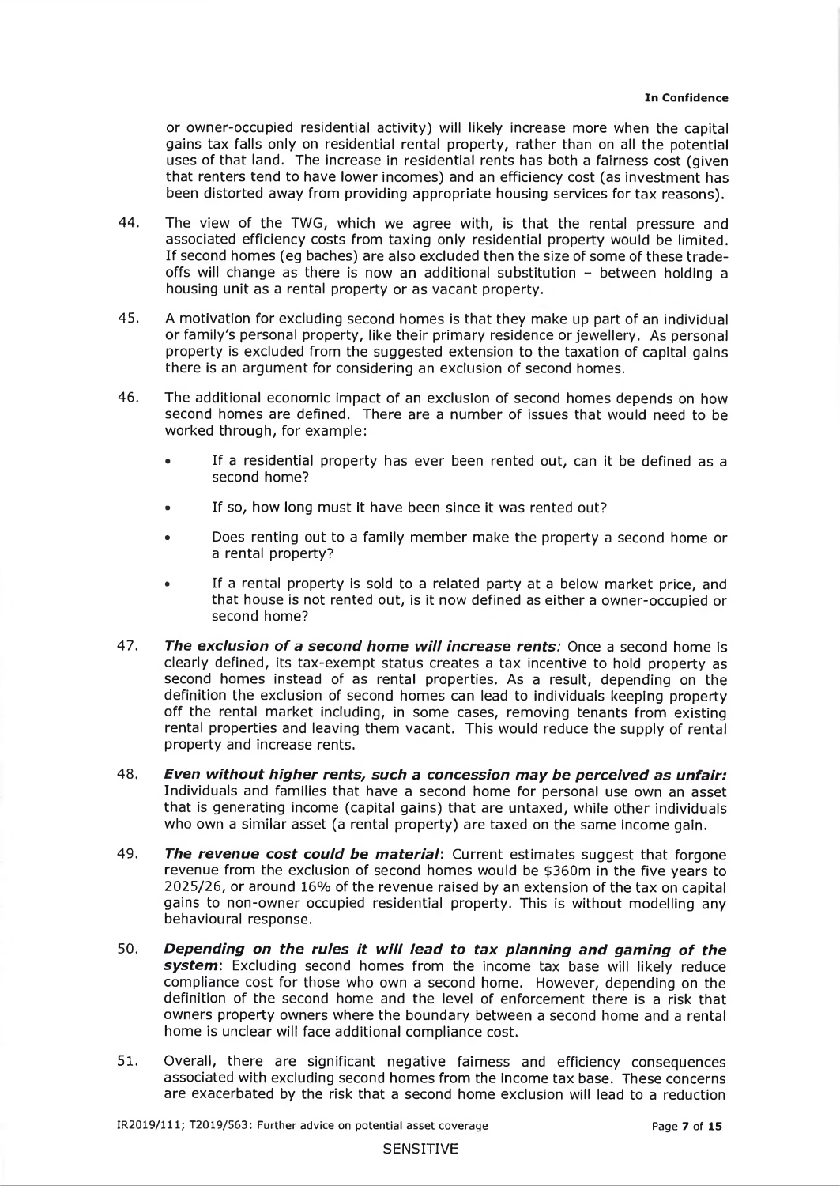or owner-occupied residential activity) will likely increase more when the capital gains tax falls only on residential rental property, rather than on all the potential uses of that land. The increase in residential rents has both a fairness cost (given that renters tend to have lower incomes) and an efficiency cost (as investment has been distorted away from providing appropriate housing services for tax reasons).

44. The view of the TWG, which we agree with, is that the rental pressure and associated efficiency costs from taxing only residential property would be limited. If second homes (eg baches) are also excluded then the size of some of these trade-offs will change as there is now an additional substitution – between holding a housing unit as a rental property or as vacant property.

45. A motivation for excluding second homes is that they make up part of an individual or family's personal property, like their primary residence or jewellery. As personal property is excluded from the suggested extension to the taxation of capital gains there is an argument for considering an exclusion of second homes.

46. The additional economic impact of an exclusion of second homes depends on how second homes are defined. There are a number of issues that would need to be worked through, for example:

    - If a residential property has ever been rented out, can it be defined as a second home?
    - If so, how long must it have been since it was rented out?
    - Does renting out to a family member make the property a second home or a rental property?
    - If a rental property is sold to a related party at a below market price, and that house is not rented out, is it now defined as either a owner-occupied or second home?

47. ***The exclusion of a second home will increase rents:*** Once a second home is clearly defined, its tax-exempt status creates a tax incentive to hold property as second homes instead of as rental properties. As a result, depending on the definition the exclusion of second homes can lead to individuals keeping property off the rental market including, in some cases, removing tenants from existing rental properties and leaving them vacant. This would reduce the supply of rental property and increase rents.

48. ***Even without higher rents, such a concession may be perceived as unfair:*** Individuals and families that have a second home for personal use own an asset that is generating income (capital gains) that are untaxed, while other individuals who own a similar asset (a rental property) are taxed on the same income gain.

49. ***The revenue cost could be material***: Current estimates suggest that forgone revenue from the exclusion of second homes would be $360m in the five years to 2025/26, or around 16% of the revenue raised by an extension of the tax on capital gains to non-owner occupied residential property. This is without modelling any behavioural response.

50. ***Depending on the rules it will lead to tax planning and gaming of the system***: Excluding second homes from the income tax base will likely reduce compliance cost for those who own a second home. However, depending on the definition of the second home and the level of enforcement there is a risk that owners property owners where the boundary between a second home and a rental home is unclear will face additional compliance cost.

51. Overall, there are significant negative fairness and efficiency consequences associated with excluding second homes from the income tax base. These concerns are exacerbated by the risk that a second home exclusion will lead to a reduction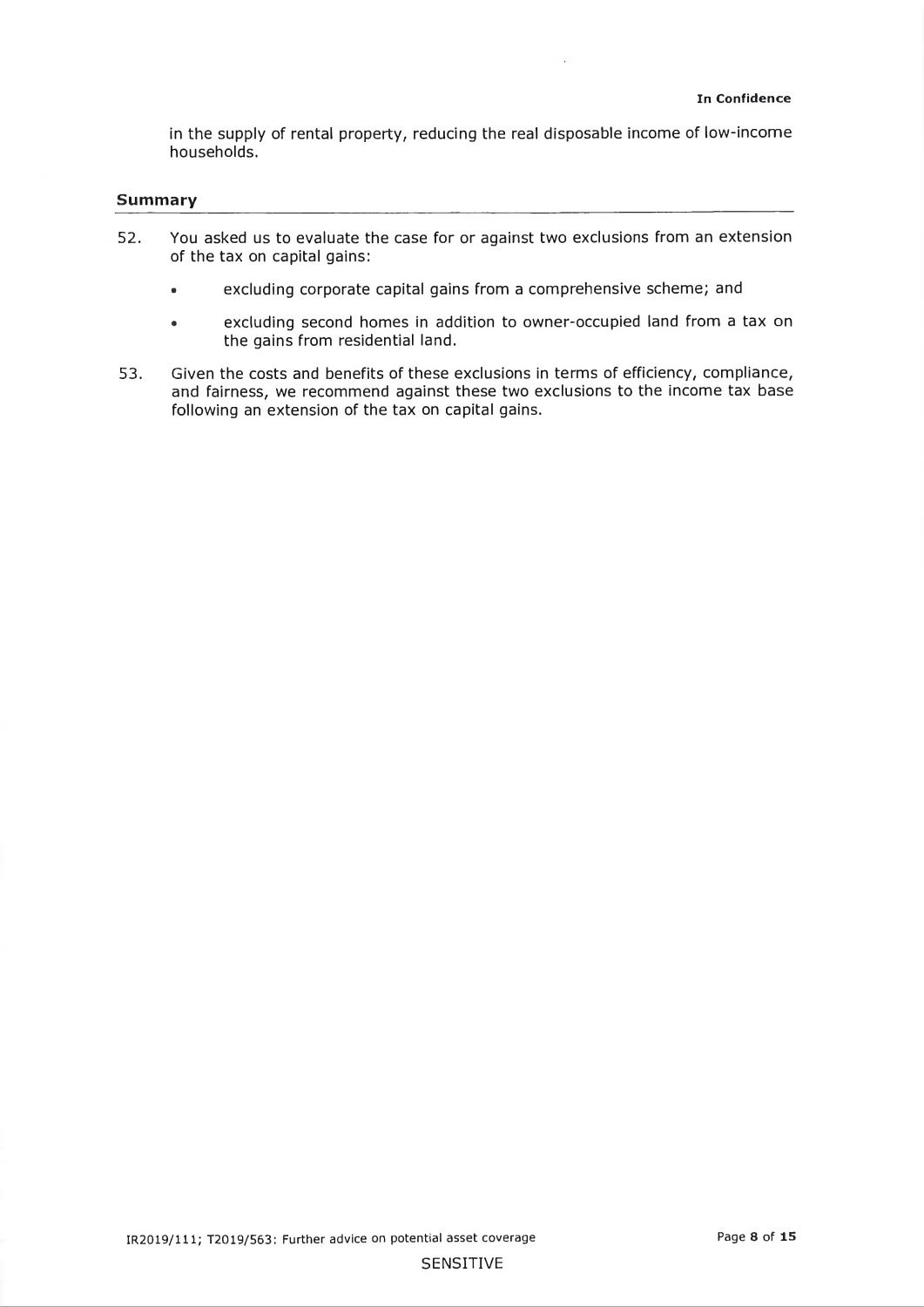in the supply of rental property, reducing the real disposable income of low-income households.

## Summary

52. You asked us to evaluate the case for or against two exclusions from an extension of the tax on capital gains:

    - excluding corporate capital gains from a comprehensive scheme; and
    - excluding second homes in addition to owner-occupied land from a tax on the gains from residential land.

53. Given the costs and benefits of these exclusions in terms of efficiency, compliance, and fairness, we recommend against these two exclusions to the income tax base following an extension of the tax on capital gains.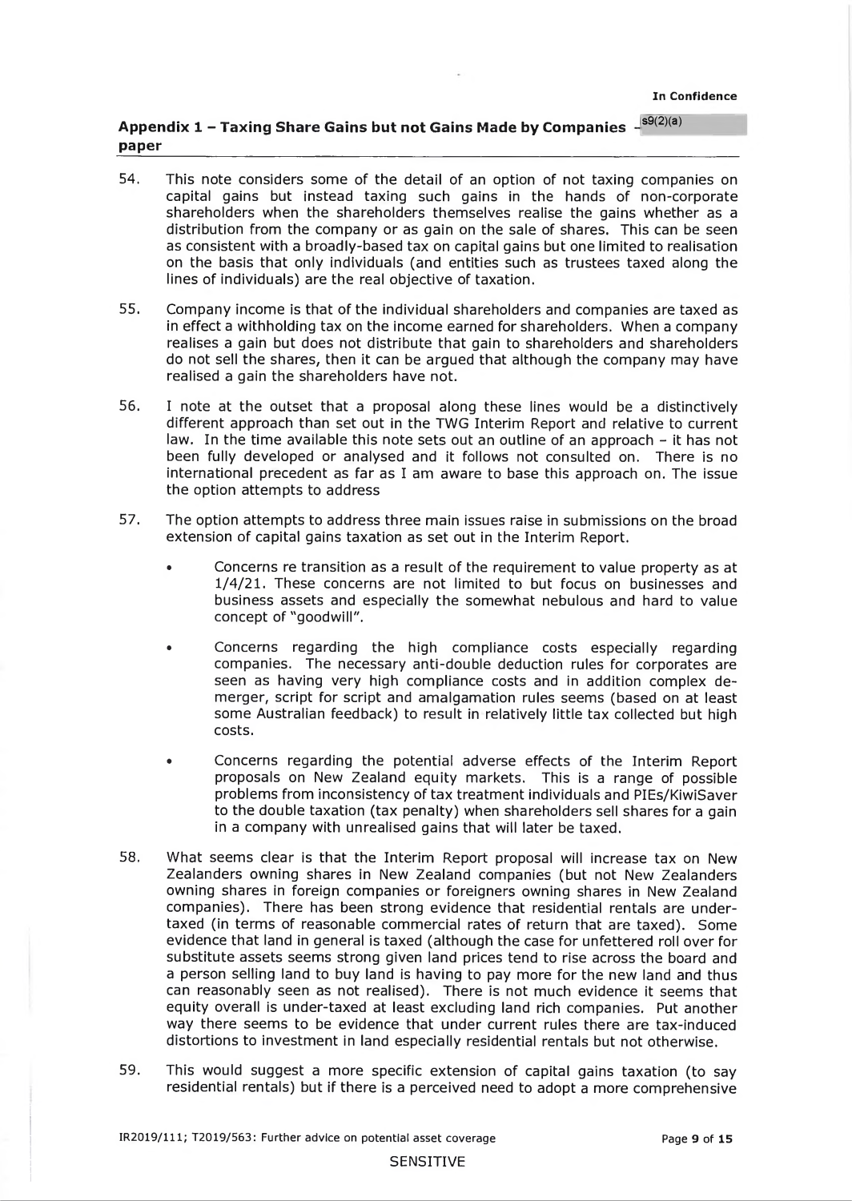## Appendix 1 – Taxing Share Gains but not Gains Made by Companies – s9(2)(a) paper

54. This note considers some of the detail of an option of not taxing companies on capital gains but instead taxing such gains in the hands of non-corporate shareholders when the shareholders themselves realise the gains whether as a distribution from the company or as gain on the sale of shares. This can be seen as consistent with a broadly-based tax on capital gains but one limited to realisation on the basis that only individuals (and entities such as trustees taxed along the lines of individuals) are the real objective of taxation.

55. Company income is that of the individual shareholders and companies are taxed as in effect a withholding tax on the income earned for shareholders. When a company realises a gain but does not distribute that gain to shareholders and shareholders do not sell the shares, then it can be argued that although the company may have realised a gain the shareholders have not.

56. I note at the outset that a proposal along these lines would be a distinctively different approach than set out in the TWG Interim Report and relative to current law. In the time available this note sets out an outline of an approach – it has not been fully developed or analysed and it follows not consulted on. There is no international precedent as far as I am aware to base this approach on. The issue the option attempts to address

57. The option attempts to address three main issues raise in submissions on the broad extension of capital gains taxation as set out in the Interim Report.

    - Concerns re transition as a result of the requirement to value property as at 1/4/21. These concerns are not limited to but focus on businesses and business assets and especially the somewhat nebulous and hard to value concept of "goodwill".
    - Concerns regarding the high compliance costs especially regarding companies. The necessary anti-double deduction rules for corporates are seen as having very high compliance costs and in addition complex de-merger, script for script and amalgamation rules seems (based on at least some Australian feedback) to result in relatively little tax collected but high costs.
    - Concerns regarding the potential adverse effects of the Interim Report proposals on New Zealand equity markets. This is a range of possible problems from inconsistency of tax treatment individuals and PIEs/KiwiSaver to the double taxation (tax penalty) when shareholders sell shares for a gain in a company with unrealised gains that will later be taxed.

58. What seems clear is that the Interim Report proposal will increase tax on New Zealanders owning shares in New Zealand companies (but not New Zealanders owning shares in foreign companies or foreigners owning shares in New Zealand companies). There has been strong evidence that residential rentals are under-taxed (in terms of reasonable commercial rates of return that are taxed). Some evidence that land in general is taxed (although the case for unfettered roll over for substitute assets seems strong given land prices tend to rise across the board and a person selling land to buy land is having to pay more for the new land and thus can reasonably seen as not realised). There is not much evidence it seems that equity overall is under-taxed at least excluding land rich companies. Put another way there seems to be evidence that under current rules there are tax-induced distortions to investment in land especially residential rentals but not otherwise.

59. This would suggest a more specific extension of capital gains taxation (to say residential rentals) but if there is a perceived need to adopt a more comprehensive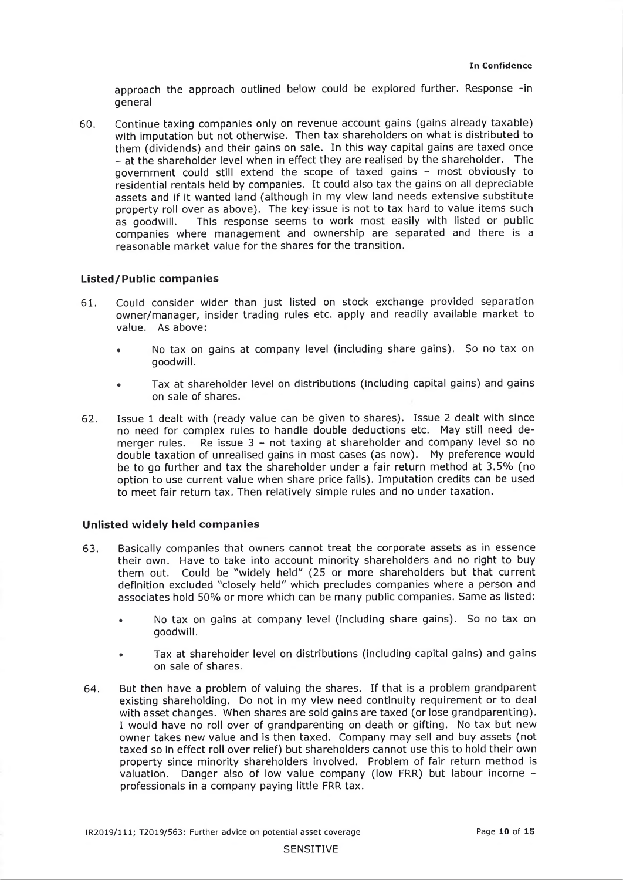approach the approach outlined below could be explored further. Response -in general

60. Continue taxing companies only on revenue account gains (gains already taxable) with imputation but not otherwise. Then tax shareholders on what is distributed to them (dividends) and their gains on sale. In this way capital gains are taxed once – at the shareholder level when in effect they are realised by the shareholder. The government could still extend the scope of taxed gains – most obviously to residential rentals held by companies. It could also tax the gains on all depreciable assets and if it wanted land (although in my view land needs extensive substitute property roll over as above). The key issue is not to tax hard to value items such as goodwill. This response seems to work most easily with listed or public companies where management and ownership are separated and there is a reasonable market value for the shares for the transition.

### Listed/Public companies

61. Could consider wider than just listed on stock exchange provided separation owner/manager, insider trading rules etc. apply and readily available market to value. As above:

    - No tax on gains at company level (including share gains). So no tax on goodwill.
    - Tax at shareholder level on distributions (including capital gains) and gains on sale of shares.

62. Issue 1 dealt with (ready value can be given to shares). Issue 2 dealt with since no need for complex rules to handle double deductions etc. May still need de-merger rules. Re issue 3 – not taxing at shareholder and company level so no double taxation of unrealised gains in most cases (as now). My preference would be to go further and tax the shareholder under a fair return method at 3.5% (no option to use current value when share price falls). Imputation credits can be used to meet fair return tax. Then relatively simple rules and no under taxation.

### Unlisted widely held companies

63. Basically companies that owners cannot treat the corporate assets as in essence their own. Have to take into account minority shareholders and no right to buy them out. Could be "widely held" (25 or more shareholders but that current definition excluded "closely held" which precludes companies where a person and associates hold 50% or more which can be many public companies. Same as listed:

    - No tax on gains at company level (including share gains). So no tax on goodwill.
    - Tax at shareholder level on distributions (including capital gains) and gains on sale of shares.

64. But then have a problem of valuing the shares. If that is a problem grandparent existing shareholding. Do not in my view need continuity requirement or to deal with asset changes. When shares are sold gains are taxed (or lose grandparenting). I would have no roll over of grandparenting on death or gifting. No tax but new owner takes new value and is then taxed. Company may sell and buy assets (not taxed so in effect roll over relief) but shareholders cannot use this to hold their own property since minority shareholders involved. Problem of fair return method is valuation. Danger also of low value company (low FRR) but labour income – professionals in a company paying little FRR tax.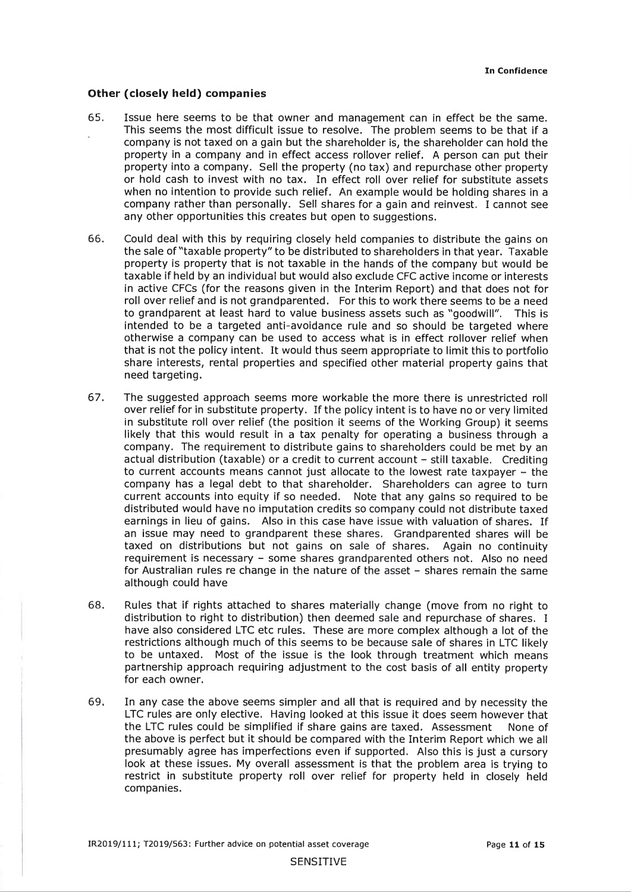**Other (closely held) companies**

65. Issue here seems to be that owner and management can in effect be the same. This seems the most difficult issue to resolve. The problem seems to be that if a company is not taxed on a gain but the shareholder is, the shareholder can hold the property in a company and in effect access rollover relief. A person can put their property into a company. Sell the property (no tax) and repurchase other property or hold cash to invest with no tax. In effect roll over relief for substitute assets when no intention to provide such relief. An example would be holding shares in a company rather than personally. Sell shares for a gain and reinvest. I cannot see any other opportunities this creates but open to suggestions.

66. Could deal with this by requiring closely held companies to distribute the gains on the sale of "taxable property" to be distributed to shareholders in that year. Taxable property is property that is not taxable in the hands of the company but would be taxable if held by an individual but would also exclude CFC active income or interests in active CFCs (for the reasons given in the Interim Report) and that does not for roll over relief and is not grandparented. For this to work there seems to be a need to grandparent at least hard to value business assets such as "goodwill". This is intended to be a targeted anti-avoidance rule and so should be targeted where otherwise a company can be used to access what is in effect rollover relief when that is not the policy intent. It would thus seem appropriate to limit this to portfolio share interests, rental properties and specified other material property gains that need targeting.

67. The suggested approach seems more workable the more there is unrestricted roll over relief for in substitute property. If the policy intent is to have no or very limited in substitute roll over relief (the position it seems of the Working Group) it seems likely that this would result in a tax penalty for operating a business through a company. The requirement to distribute gains to shareholders could be met by an actual distribution (taxable) or a credit to current account – still taxable. Crediting to current accounts means cannot just allocate to the lowest rate taxpayer – the company has a legal debt to that shareholder. Shareholders can agree to turn current accounts into equity if so needed. Note that any gains so required to be distributed would have no imputation credits so company could not distribute taxed earnings in lieu of gains. Also in this case have issue with valuation of shares. If an issue may need to grandparent these shares. Grandparented shares will be taxed on distributions but not gains on sale of shares. Again no continuity requirement is necessary – some shares grandparented others not. Also no need for Australian rules re change in the nature of the asset – shares remain the same although could have

68. Rules that if rights attached to shares materially change (move from no right to distribution to right to distribution) then deemed sale and repurchase of shares. I have also considered LTC etc rules. These are more complex although a lot of the restrictions although much of this seems to be because sale of shares in LTC likely to be untaxed. Most of the issue is the look through treatment which means partnership approach requiring adjustment to the cost basis of all entity property for each owner.

69. In any case the above seems simpler and all that is required and by necessity the LTC rules are only elective. Having looked at this issue it does seem however that the LTC rules could be simplified if share gains are taxed. Assessment None of the above is perfect but it should be compared with the Interim Report which we all presumably agree has imperfections even if supported. Also this is just a cursory look at these issues. My overall assessment is that the problem area is trying to restrict in substitute property roll over relief for property held in closely held companies.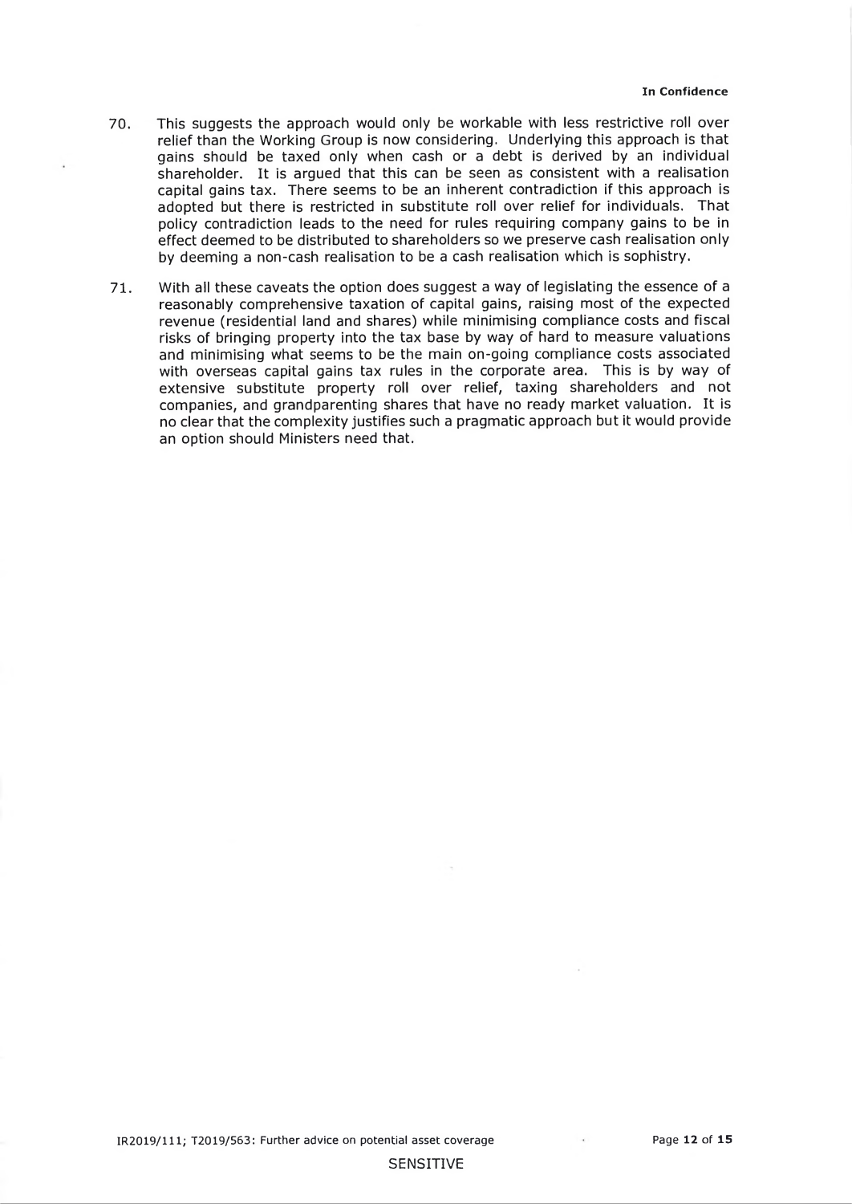70. This suggests the approach would only be workable with less restrictive roll over relief than the Working Group is now considering. Underlying this approach is that gains should be taxed only when cash or a debt is derived by an individual shareholder. It is argued that this can be seen as consistent with a realisation capital gains tax. There seems to be an inherent contradiction if this approach is adopted but there is restricted in substitute roll over relief for individuals. That policy contradiction leads to the need for rules requiring company gains to be in effect deemed to be distributed to shareholders so we preserve cash realisation only by deeming a non-cash realisation to be a cash realisation which is sophistry.

71. With all these caveats the option does suggest a way of legislating the essence of a reasonably comprehensive taxation of capital gains, raising most of the expected revenue (residential land and shares) while minimising compliance costs and fiscal risks of bringing property into the tax base by way of hard to measure valuations and minimising what seems to be the main on-going compliance costs associated with overseas capital gains tax rules in the corporate area. This is by way of extensive substitute property roll over relief, taxing shareholders and not companies, and grandparenting shares that have no ready market valuation. It is no clear that the complexity justifies such a pragmatic approach but it would provide an option should Ministers need that.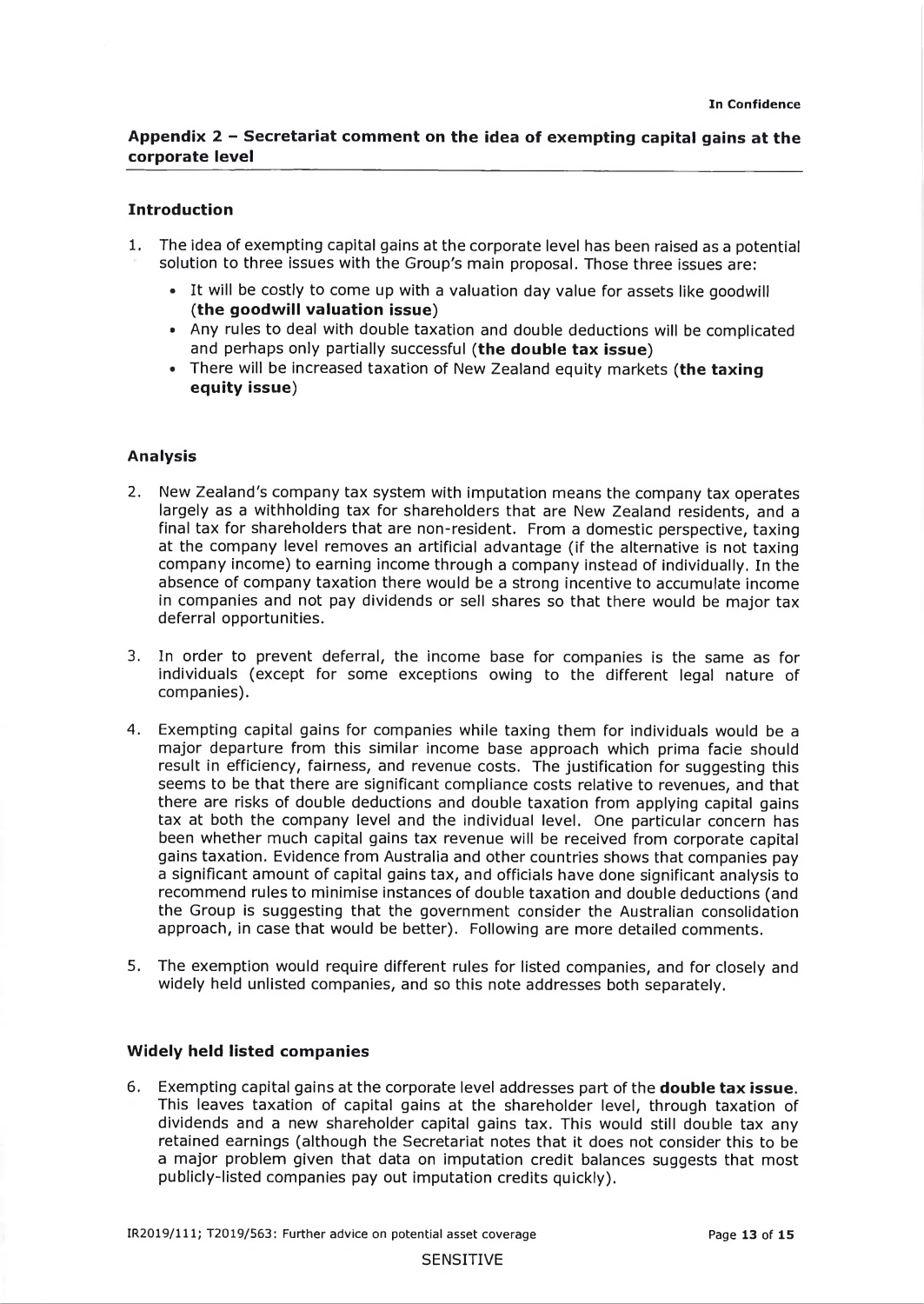## Appendix 2 – Secretariat comment on the idea of exempting capital gains at the corporate level

### Introduction

1. The idea of exempting capital gains at the corporate level has been raised as a potential solution to three issues with the Group's main proposal. Those three issues are:
   - It will be costly to come up with a valuation day value for assets like goodwill (**the goodwill valuation issue**)
   - Any rules to deal with double taxation and double deductions will be complicated and perhaps only partially successful (**the double tax issue**)
   - There will be increased taxation of New Zealand equity markets (**the taxing equity issue**)

### Analysis

2. New Zealand's company tax system with imputation means the company tax operates largely as a withholding tax for shareholders that are New Zealand residents, and a final tax for shareholders that are non-resident. From a domestic perspective, taxing at the company level removes an artificial advantage (if the alternative is not taxing company income) to earning income through a company instead of individually. In the absence of company taxation there would be a strong incentive to accumulate income in companies and not pay dividends or sell shares so that there would be major tax deferral opportunities.

3. In order to prevent deferral, the income base for companies is the same as for individuals (except for some exceptions owing to the different legal nature of companies).

4. Exempting capital gains for companies while taxing them for individuals would be a major departure from this similar income base approach which prima facie should result in efficiency, fairness, and revenue costs. The justification for suggesting this seems to be that there are significant compliance costs relative to revenues, and that there are risks of double deductions and double taxation from applying capital gains tax at both the company level and the individual level. One particular concern has been whether much capital gains tax revenue will be received from corporate capital gains taxation. Evidence from Australia and other countries shows that companies pay a significant amount of capital gains tax, and officials have done significant analysis to recommend rules to minimise instances of double taxation and double deductions (and the Group is suggesting that the government consider the Australian consolidation approach, in case that would be better). Following are more detailed comments.

5. The exemption would require different rules for listed companies, and for closely and widely held unlisted companies, and so this note addresses both separately.

### Widely held listed companies

6. Exempting capital gains at the corporate level addresses part of the **double tax issue**. This leaves taxation of capital gains at the shareholder level, through taxation of dividends and a new shareholder capital gains tax. This would still double tax any retained earnings (although the Secretariat notes that it does not consider this to be a major problem given that data on imputation credit balances suggests that most publicly-listed companies pay out imputation credits quickly).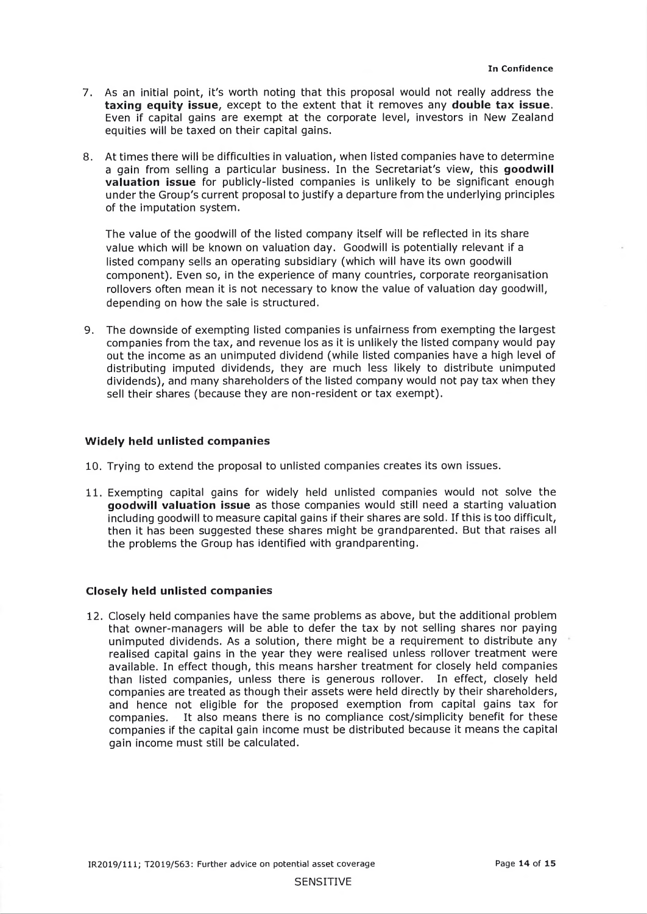7. As an initial point, it's worth noting that this proposal would not really address the **taxing equity issue**, except to the extent that it removes any **double tax issue**. Even if capital gains are exempt at the corporate level, investors in New Zealand equities will be taxed on their capital gains.

8. At times there will be difficulties in valuation, when listed companies have to determine a gain from selling a particular business. In the Secretariat's view, this **goodwill valuation issue** for publicly-listed companies is unlikely to be significant enough under the Group's current proposal to justify a departure from the underlying principles of the imputation system.

   The value of the goodwill of the listed company itself will be reflected in its share value which will be known on valuation day. Goodwill is potentially relevant if a listed company sells an operating subsidiary (which will have its own goodwill component). Even so, in the experience of many countries, corporate reorganisation rollovers often mean it is not necessary to know the value of valuation day goodwill, depending on how the sale is structured.

9. The downside of exempting listed companies is unfairness from exempting the largest companies from the tax, and revenue los as it is unlikely the listed company would pay out the income as an unimputed dividend (while listed companies have a high level of distributing imputed dividends, they are much less likely to distribute unimputed dividends), and many shareholders of the listed company would not pay tax when they sell their shares (because they are non-resident or tax exempt).

### Widely held unlisted companies

10. Trying to extend the proposal to unlisted companies creates its own issues.

11. Exempting capital gains for widely held unlisted companies would not solve the **goodwill valuation issue** as those companies would still need a starting valuation including goodwill to measure capital gains if their shares are sold. If this is too difficult, then it has been suggested these shares might be grandparented. But that raises all the problems the Group has identified with grandparenting.

### Closely held unlisted companies

12. Closely held companies have the same problems as above, but the additional problem that owner-managers will be able to defer the tax by not selling shares nor paying unimputed dividends. As a solution, there might be a requirement to distribute any realised capital gains in the year they were realised unless rollover treatment were available. In effect though, this means harsher treatment for closely held companies than listed companies, unless there is generous rollover. In effect, closely held companies are treated as though their assets were held directly by their shareholders, and hence not eligible for the proposed exemption from capital gains tax for companies. It also means there is no compliance cost/simplicity benefit for these companies if the capital gain income must be distributed because it means the capital gain income must still be calculated.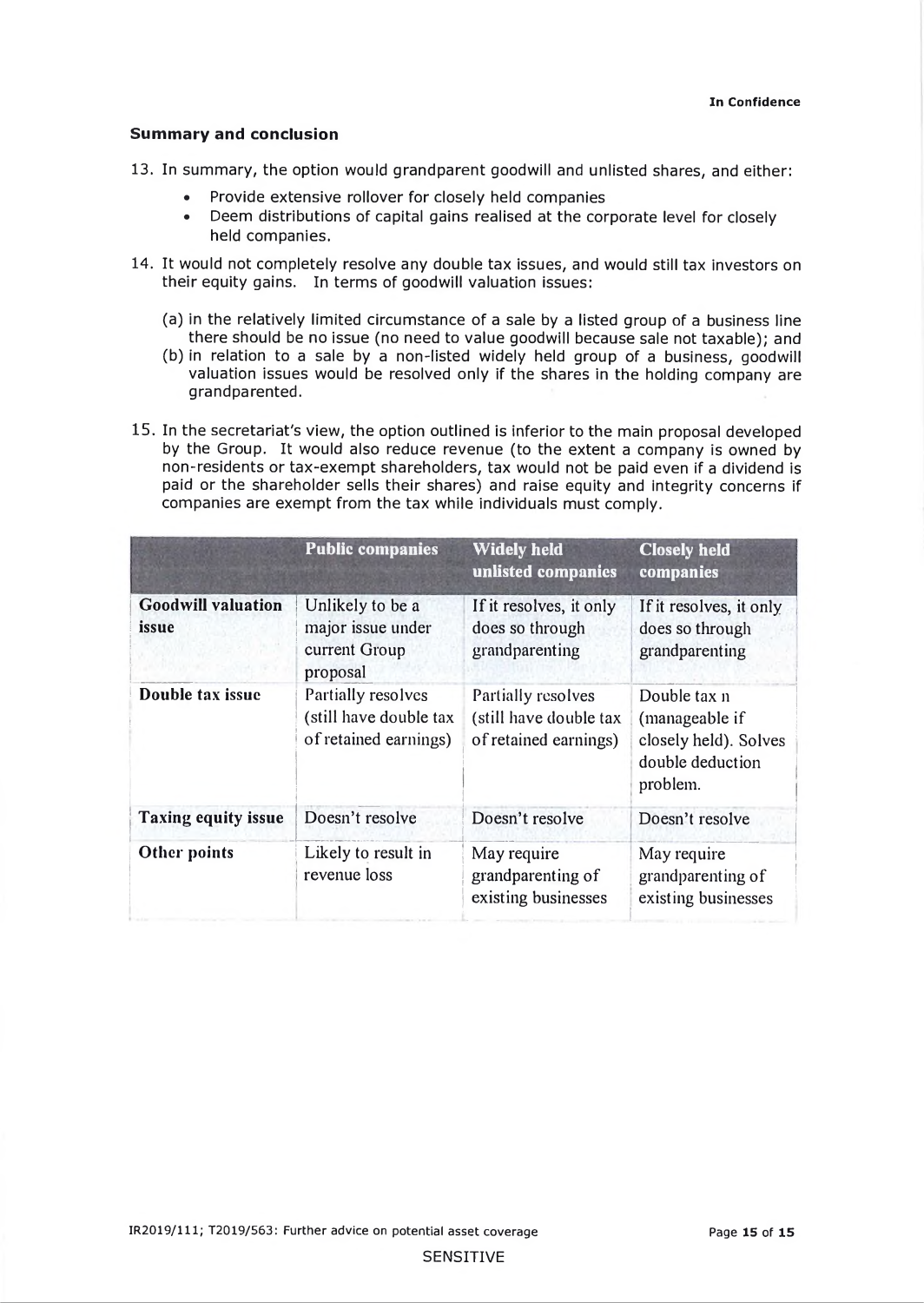## Summary and conclusion

13. In summary, the option would grandparent goodwill and unlisted shares, and either:
    - Provide extensive rollover for closely held companies
    - Deem distributions of capital gains realised at the corporate level for closely held companies.

14. It would not completely resolve any double tax issues, and would still tax investors on their equity gains. In terms of goodwill valuation issues:

    (a) in the relatively limited circumstance of a sale by a listed group of a business line there should be no issue (no need to value goodwill because sale not taxable); and

    (b) in relation to a sale by a non-listed widely held group of a business, goodwill valuation issues would be resolved only if the shares in the holding company are grandparented.

15. In the secretariat's view, the option outlined is inferior to the main proposal developed by the Group. It would also reduce revenue (to the extent a company is owned by non-residents or tax-exempt shareholders, tax would not be paid even if a dividend is paid or the shareholder sells their shares) and raise equity and integrity concerns if companies are exempt from the tax while individuals must comply.

| | Public companies | Widely held unlisted companies | Closely held companies |
|---|---|---|---|
| **Goodwill valuation issue** | Unlikely to be a major issue under current Group proposal | If it resolves, it only does so through grandparenting | If it resolves, it only does so through grandparenting |
| **Double tax issue** | Partially resolves (still have double tax of retained earnings) | Partially resolves (still have double tax of retained earnings) | Double tax n (manageable if closely held). Solves double deduction problem. |
| **Taxing equity issue** | Doesn't resolve | Doesn't resolve | Doesn't resolve |
| **Other points** | Likely to result in revenue loss | May require grandparenting of existing businesses | May require grandparenting of existing businesses |